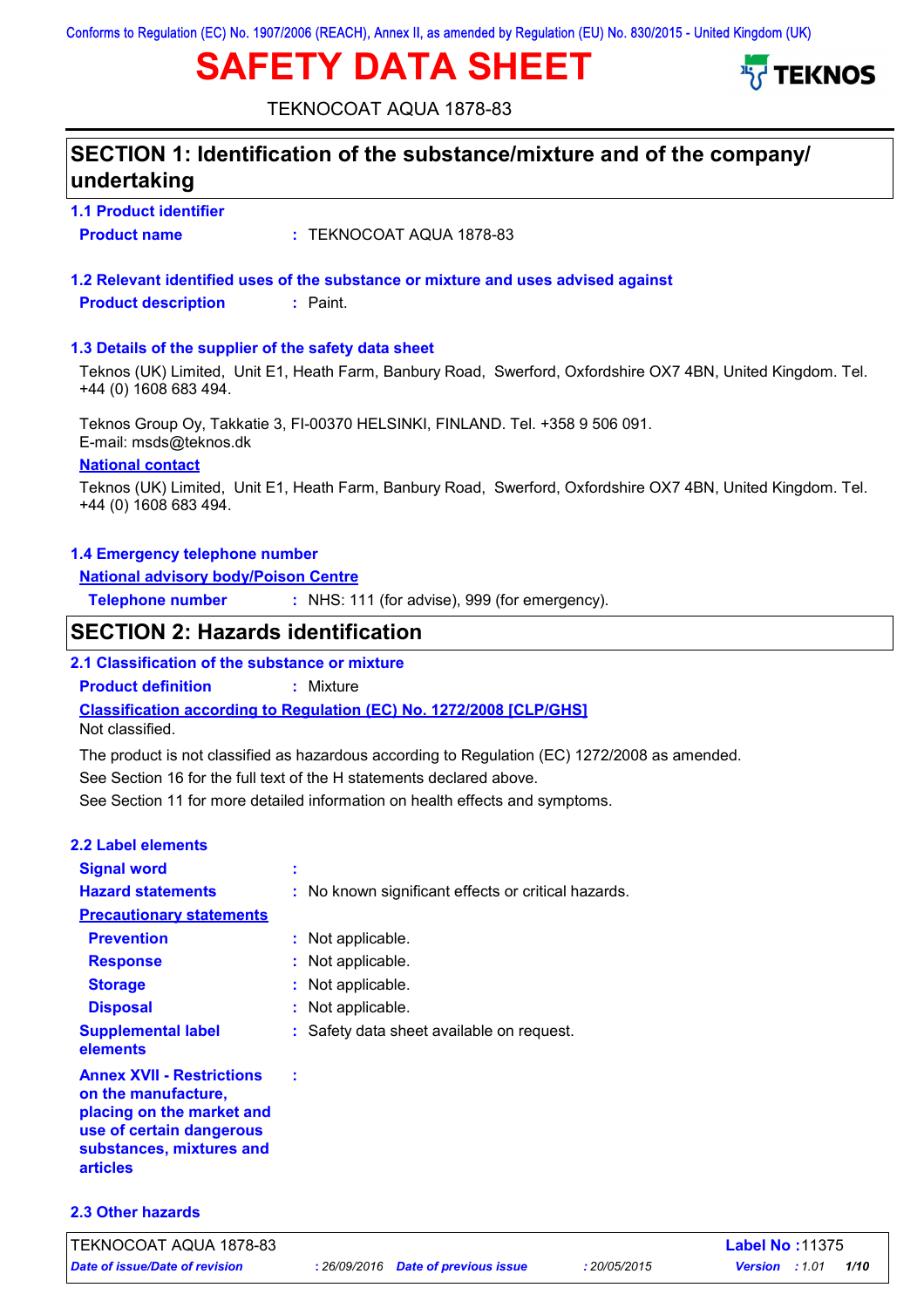Conforms to Regulation (EC) No. 1907/2006 (REACH), Annex II, as amended by Regulation (EU) No. 830/2015 - United Kingdom (UK)

# SAFETY DATA SHEET

TEKNOCOAT AQUA 1878-83

## SECTION 1: Identification of the substance/mixture and of the company/undertaking

### 1.1 Product identifier

**Product name** : TEKNOCOAT AQUA 1878-83

### 1.2 Relevant identified uses of the substance or mixture and uses advised against

**Product description** : Paint.

### 1.3 Details of the supplier of the safety data sheet

Teknos (UK) Limited, Unit E1, Heath Farm, Banbury Road, Swerford, Oxfordshire OX7 4BN, United Kingdom. Tel. +44 (0) 1608 683 494.

Teknos Group Oy, Takkatie 3, FI-00370 HELSINKI, FINLAND. Tel. +358 9 506 091.
E-mail: msds@teknos.dk

**National contact**

Teknos (UK) Limited, Unit E1, Heath Farm, Banbury Road, Swerford, Oxfordshire OX7 4BN, United Kingdom. Tel. +44 (0) 1608 683 494.

### 1.4 Emergency telephone number

**National advisory body/Poison Centre**

**Telephone number** : NHS: 111 (for advise), 999 (for emergency).

## SECTION 2: Hazards identification

### 2.1 Classification of the substance or mixture

**Product definition** : Mixture

**Classification according to Regulation (EC) No. 1272/2008 [CLP/GHS]**

Not classified.

The product is not classified as hazardous according to Regulation (EC) 1272/2008 as amended.

See Section 16 for the full text of the H statements declared above.

See Section 11 for more detailed information on health effects and symptoms.

### 2.2 Label elements

**Signal word** :

**Hazard statements** : No known significant effects or critical hazards.

**Precautionary statements**

**Prevention** : Not applicable.

**Response** : Not applicable.

**Storage** : Not applicable.

**Disposal** : Not applicable.

**Supplemental label elements** : Safety data sheet available on request.

**Annex XVII - Restrictions on the manufacture, placing on the market and use of certain dangerous substances, mixtures and articles** :

### 2.3 Other hazards

TEKNOCOAT AQUA 1878-83 | Label No : 11375
*Date of issue/Date of revision* : 26/09/2016 *Date of previous issue* : 20/05/2015 *Version* : 1.01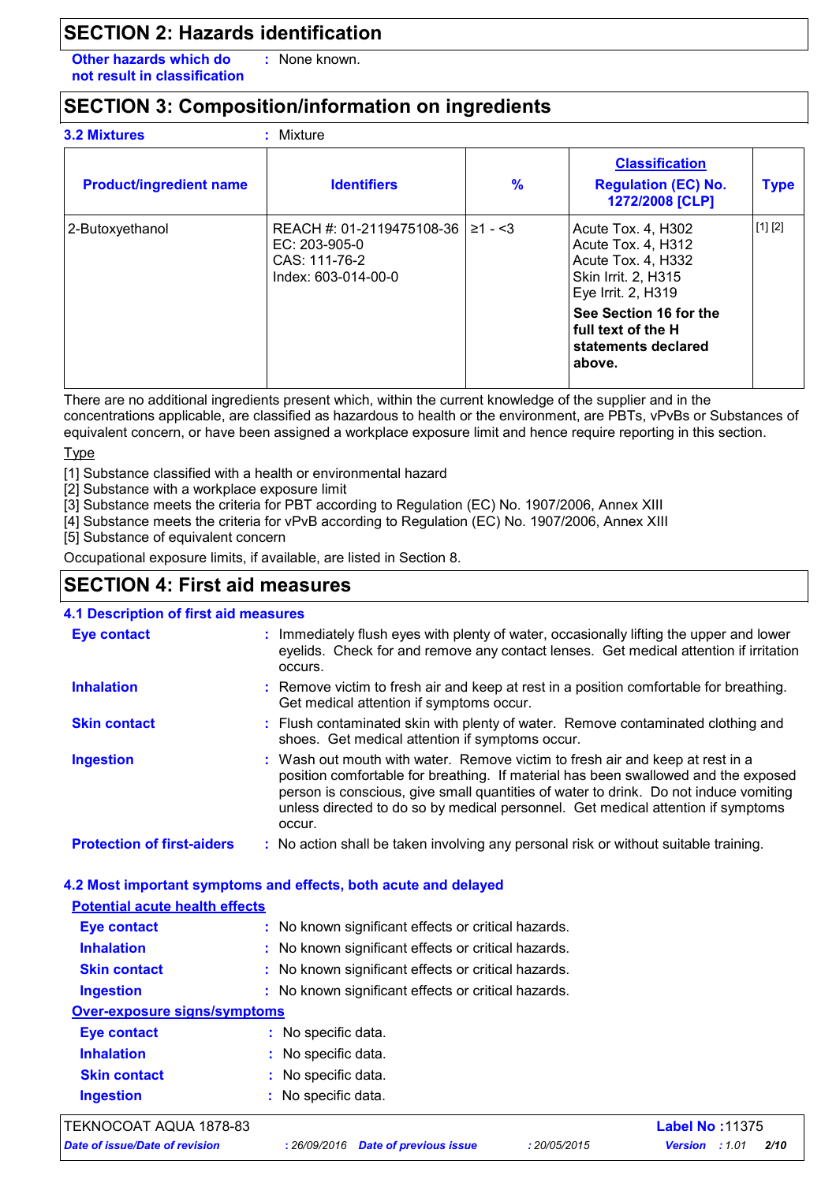## SECTION 2: Hazards identification

**Other hazards which do not result in classification** : None known.

## SECTION 3: Composition/information on ingredients

**3.2 Mixtures** : Mixture

| Product/ingredient name | Identifiers | % | Classification Regulation (EC) No. 1272/2008 [CLP] | Type |
|---|---|---|---|---|
| 2-Butoxyethanol | REACH #: 01-2119475108-36<br>EC: 203-905-0<br>CAS: 111-76-2<br>Index: 603-014-00-0 | ≥1 - <3 | Acute Tox. 4, H302<br>Acute Tox. 4, H312<br>Acute Tox. 4, H332<br>Skin Irrit. 2, H315<br>Eye Irrit. 2, H319<br>**See Section 16 for the full text of the H statements declared above.** | [1] [2] |

There are no additional ingredients present which, within the current knowledge of the supplier and in the concentrations applicable, are classified as hazardous to health or the environment, are PBTs, vPvBs or Substances of equivalent concern, or have been assigned a workplace exposure limit and hence require reporting in this section.

Type

[1] Substance classified with a health or environmental hazard
[2] Substance with a workplace exposure limit
[3] Substance meets the criteria for PBT according to Regulation (EC) No. 1907/2006, Annex XIII
[4] Substance meets the criteria for vPvB according to Regulation (EC) No. 1907/2006, Annex XIII
[5] Substance of equivalent concern

Occupational exposure limits, if available, are listed in Section 8.

## SECTION 4: First aid measures

### 4.1 Description of first aid measures

**Eye contact** : Immediately flush eyes with plenty of water, occasionally lifting the upper and lower eyelids. Check for and remove any contact lenses. Get medical attention if irritation occurs.

**Inhalation** : Remove victim to fresh air and keep at rest in a position comfortable for breathing. Get medical attention if symptoms occur.

**Skin contact** : Flush contaminated skin with plenty of water. Remove contaminated clothing and shoes. Get medical attention if symptoms occur.

**Ingestion** : Wash out mouth with water. Remove victim to fresh air and keep at rest in a position comfortable for breathing. If material has been swallowed and the exposed person is conscious, give small quantities of water to drink. Do not induce vomiting unless directed to do so by medical personnel. Get medical attention if symptoms occur.

**Protection of first-aiders** : No action shall be taken involving any personal risk or without suitable training.

### 4.2 Most important symptoms and effects, both acute and delayed

**Potential acute health effects**

**Eye contact** : No known significant effects or critical hazards.

**Inhalation** : No known significant effects or critical hazards.

**Skin contact** : No known significant effects or critical hazards.

**Ingestion** : No known significant effects or critical hazards.

**Over-exposure signs/symptoms**

**Eye contact** : No specific data.

**Inhalation** : No specific data.

**Skin contact** : No specific data.

**Ingestion** : No specific data.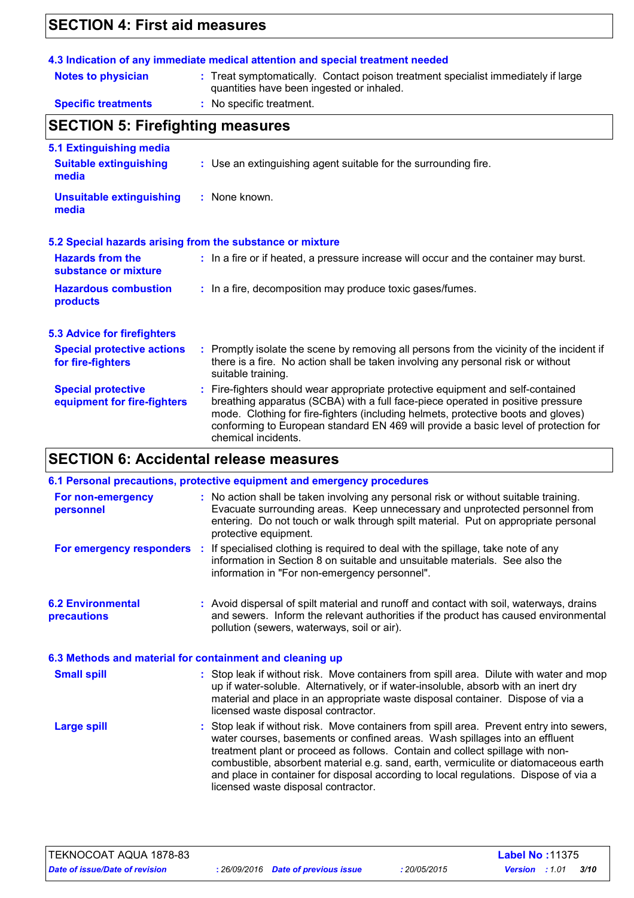## SECTION 4: First aid measures

### 4.3 Indication of any immediate medical attention and special treatment needed

**Notes to physician** : Treat symptomatically. Contact poison treatment specialist immediately if large quantities have been ingested or inhaled.

**Specific treatments** : No specific treatment.

## SECTION 5: Firefighting measures

### 5.1 Extinguishing media

**Suitable extinguishing media** : Use an extinguishing agent suitable for the surrounding fire.

**Unsuitable extinguishing media** : None known.

### 5.2 Special hazards arising from the substance or mixture

**Hazards from the substance or mixture** : In a fire or if heated, a pressure increase will occur and the container may burst.

**Hazardous combustion products** : In a fire, decomposition may produce toxic gases/fumes.

### 5.3 Advice for firefighters

**Special protective actions for fire-fighters** : Promptly isolate the scene by removing all persons from the vicinity of the incident if there is a fire. No action shall be taken involving any personal risk or without suitable training.

**Special protective equipment for fire-fighters** : Fire-fighters should wear appropriate protective equipment and self-contained breathing apparatus (SCBA) with a full face-piece operated in positive pressure mode. Clothing for fire-fighters (including helmets, protective boots and gloves) conforming to European standard EN 469 will provide a basic level of protection for chemical incidents.

## SECTION 6: Accidental release measures

### 6.1 Personal precautions, protective equipment and emergency procedures

**For non-emergency personnel** : No action shall be taken involving any personal risk or without suitable training. Evacuate surrounding areas. Keep unnecessary and unprotected personnel from entering. Do not touch or walk through spilt material. Put on appropriate personal protective equipment.

**For emergency responders** : If specialised clothing is required to deal with the spillage, take note of any information in Section 8 on suitable and unsuitable materials. See also the information in "For non-emergency personnel".

### 6.2 Environmental precautions

: Avoid dispersal of spilt material and runoff and contact with soil, waterways, drains and sewers. Inform the relevant authorities if the product has caused environmental pollution (sewers, waterways, soil or air).

### 6.3 Methods and material for containment and cleaning up

**Small spill** : Stop leak if without risk. Move containers from spill area. Dilute with water and mop up if water-soluble. Alternatively, or if water-insoluble, absorb with an inert dry material and place in an appropriate waste disposal container. Dispose of via a licensed waste disposal contractor.

**Large spill** : Stop leak if without risk. Move containers from spill area. Prevent entry into sewers, water courses, basements or confined areas. Wash spillages into an effluent treatment plant or proceed as follows. Contain and collect spillage with non-combustible, absorbent material e.g. sand, earth, vermiculite or diatomaceous earth and place in container for disposal according to local regulations. Dispose of via a licensed waste disposal contractor.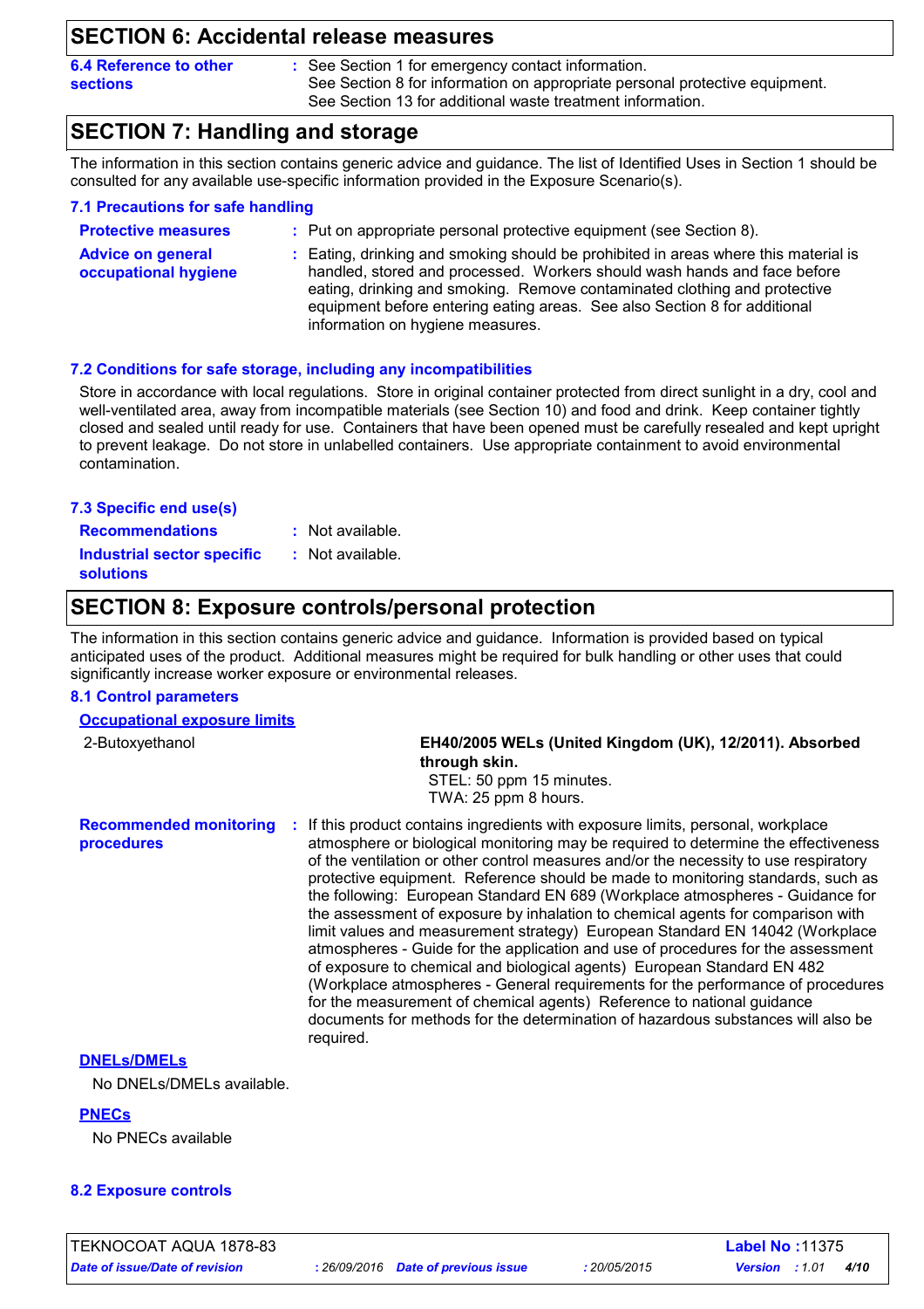## SECTION 6: Accidental release measures

**6.4 Reference to other sections** : See Section 1 for emergency contact information.
See Section 8 for information on appropriate personal protective equipment.
See Section 13 for additional waste treatment information.

## SECTION 7: Handling and storage

The information in this section contains generic advice and guidance. The list of Identified Uses in Section 1 should be consulted for any available use-specific information provided in the Exposure Scenario(s).

### 7.1 Precautions for safe handling

**Protective measures** : Put on appropriate personal protective equipment (see Section 8).

**Advice on general occupational hygiene** : Eating, drinking and smoking should be prohibited in areas where this material is handled, stored and processed. Workers should wash hands and face before eating, drinking and smoking. Remove contaminated clothing and protective equipment before entering eating areas. See also Section 8 for additional information on hygiene measures.

### 7.2 Conditions for safe storage, including any incompatibilities

Store in accordance with local regulations. Store in original container protected from direct sunlight in a dry, cool and well-ventilated area, away from incompatible materials (see Section 10) and food and drink. Keep container tightly closed and sealed until ready for use. Containers that have been opened must be carefully resealed and kept upright to prevent leakage. Do not store in unlabelled containers. Use appropriate containment to avoid environmental contamination.

### 7.3 Specific end use(s)

**Recommendations** : Not available.

**Industrial sector specific solutions** : Not available.

## SECTION 8: Exposure controls/personal protection

The information in this section contains generic advice and guidance. Information is provided based on typical anticipated uses of the product. Additional measures might be required for bulk handling or other uses that could significantly increase worker exposure or environmental releases.

### 8.1 Control parameters

**Occupational exposure limits**

| | |
|---|---|
| 2-Butoxyethanol | **EH40/2005 WELs (United Kingdom (UK), 12/2011). Absorbed through skin.**<br>STEL: 50 ppm 15 minutes.<br>TWA: 25 ppm 8 hours. |

**Recommended monitoring procedures** : If this product contains ingredients with exposure limits, personal, workplace atmosphere or biological monitoring may be required to determine the effectiveness of the ventilation or other control measures and/or the necessity to use respiratory protective equipment. Reference should be made to monitoring standards, such as the following: European Standard EN 689 (Workplace atmospheres - Guidance for the assessment of exposure by inhalation to chemical agents for comparison with limit values and measurement strategy) European Standard EN 14042 (Workplace atmospheres - Guide for the application and use of procedures for the assessment of exposure to chemical and biological agents) European Standard EN 482 (Workplace atmospheres - General requirements for the performance of procedures for the measurement of chemical agents) Reference to national guidance documents for methods for the determination of hazardous substances will also be required.

**DNELs/DMELs**

No DNELs/DMELs available.

**PNECs**

No PNECs available

### 8.2 Exposure controls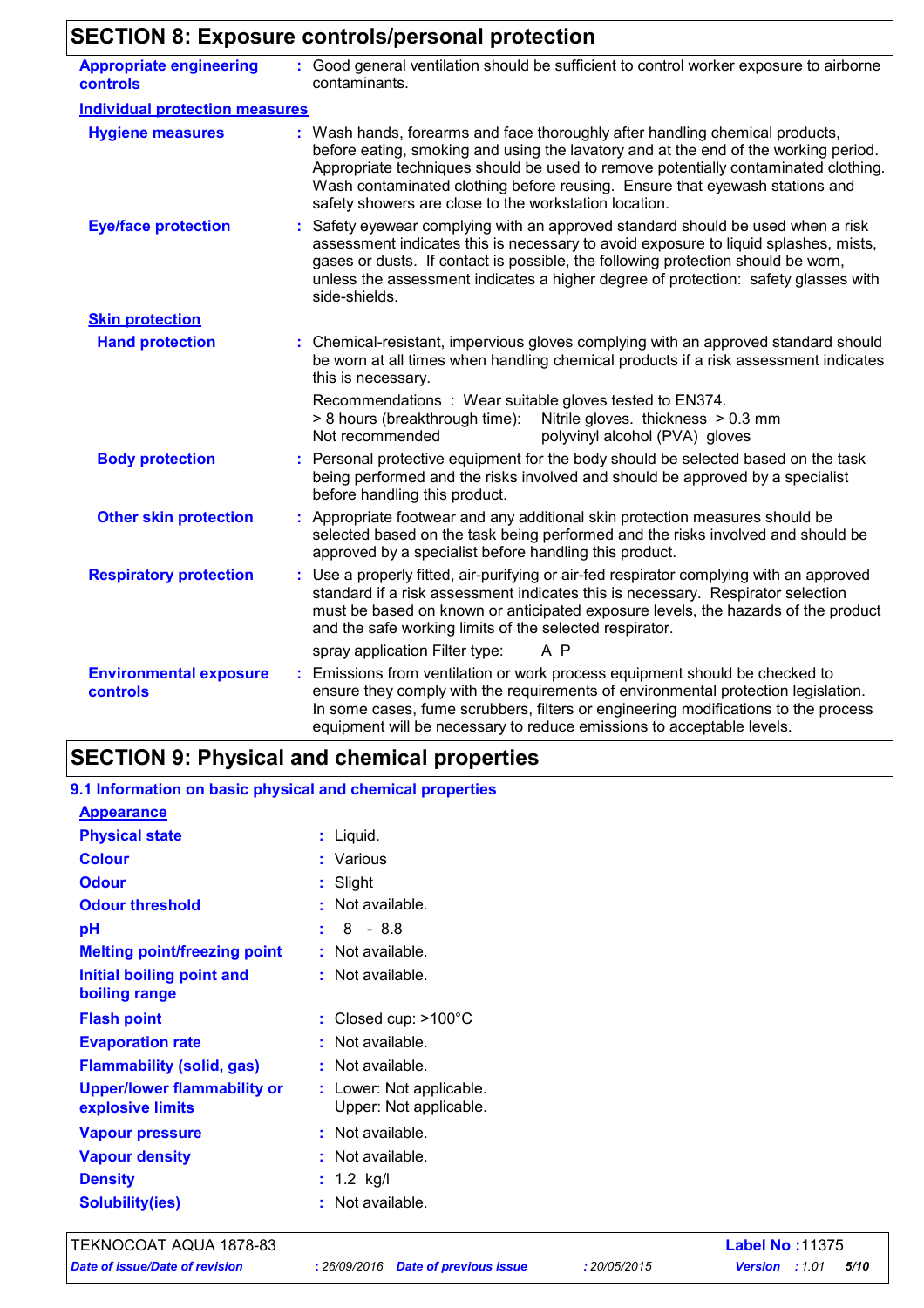## SECTION 8: Exposure controls/personal protection

**Appropriate engineering controls** : Good general ventilation should be sufficient to control worker exposure to airborne contaminants.

**Individual protection measures**

**Hygiene measures** : Wash hands, forearms and face thoroughly after handling chemical products, before eating, smoking and using the lavatory and at the end of the working period. Appropriate techniques should be used to remove potentially contaminated clothing. Wash contaminated clothing before reusing. Ensure that eyewash stations and safety showers are close to the workstation location.

**Eye/face protection** : Safety eyewear complying with an approved standard should be used when a risk assessment indicates this is necessary to avoid exposure to liquid splashes, mists, gases or dusts. If contact is possible, the following protection should be worn, unless the assessment indicates a higher degree of protection: safety glasses with side-shields.

**Skin protection**

**Hand protection** : Chemical-resistant, impervious gloves complying with an approved standard should be worn at all times when handling chemical products if a risk assessment indicates this is necessary.

Recommendations : Wear suitable gloves tested to EN374.
> 8 hours (breakthrough time): Nitrile gloves. thickness > 0.3 mm
Not recommended polyvinyl alcohol (PVA) gloves

**Body protection** : Personal protective equipment for the body should be selected based on the task being performed and the risks involved and should be approved by a specialist before handling this product.

**Other skin protection** : Appropriate footwear and any additional skin protection measures should be selected based on the task being performed and the risks involved and should be approved by a specialist before handling this product.

**Respiratory protection** : Use a properly fitted, air-purifying or air-fed respirator complying with an approved standard if a risk assessment indicates this is necessary. Respirator selection must be based on known or anticipated exposure levels, the hazards of the product and the safe working limits of the selected respirator.

spray application Filter type: A P

**Environmental exposure controls** : Emissions from ventilation or work process equipment should be checked to ensure they comply with the requirements of environmental protection legislation. In some cases, fume scrubbers, filters or engineering modifications to the process equipment will be necessary to reduce emissions to acceptable levels.

## SECTION 9: Physical and chemical properties

### 9.1 Information on basic physical and chemical properties

**Appearance**

| | |
|---|---|
| **Physical state** | : Liquid. |
| **Colour** | : Various |
| **Odour** | : Slight |
| **Odour threshold** | : Not available. |
| **pH** | : 8 - 8.8 |
| **Melting point/freezing point** | : Not available. |
| **Initial boiling point and boiling range** | : Not available. |
| **Flash point** | : Closed cup: >100°C |
| **Evaporation rate** | : Not available. |
| **Flammability (solid, gas)** | : Not available. |
| **Upper/lower flammability or explosive limits** | : Lower: Not applicable. Upper: Not applicable. |
| **Vapour pressure** | : Not available. |
| **Vapour density** | : Not available. |
| **Density** | : 1.2 kg/l |
| **Solubility(ies)** | : Not available. |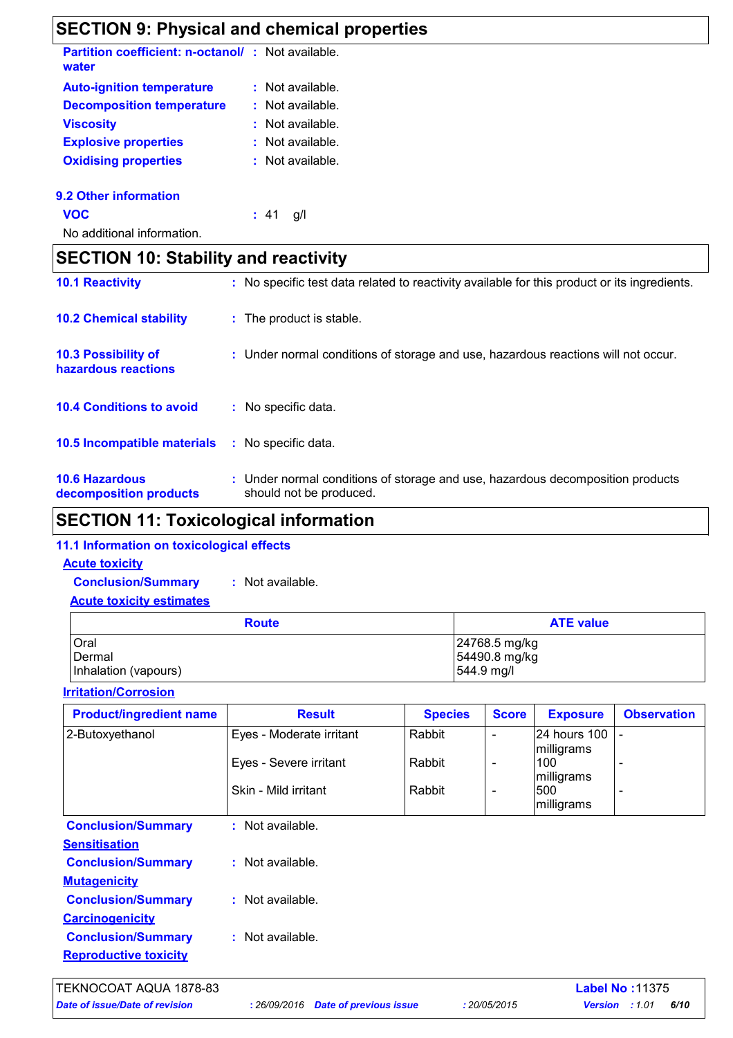## SECTION 9: Physical and chemical properties

**Partition coefficient: n-octanol/ water** : Not available.

**Auto-ignition temperature** : Not available.

**Decomposition temperature** : Not available.

**Viscosity** : Not available.

**Explosive properties** : Not available.

**Oxidising properties** : Not available.

### 9.2 Other information

**VOC** : 41 g/l

No additional information.

## SECTION 10: Stability and reactivity

**10.1 Reactivity** : No specific test data related to reactivity available for this product or its ingredients.

**10.2 Chemical stability** : The product is stable.

**10.3 Possibility of hazardous reactions** : Under normal conditions of storage and use, hazardous reactions will not occur.

**10.4 Conditions to avoid** : No specific data.

**10.5 Incompatible materials** : No specific data.

**10.6 Hazardous decomposition products** : Under normal conditions of storage and use, hazardous decomposition products should not be produced.

## SECTION 11: Toxicological information

### 11.1 Information on toxicological effects

**Acute toxicity**

**Conclusion/Summary** : Not available.

**Acute toxicity estimates**

| Route | ATE value |
|---|---|
| Oral | 24768.5 mg/kg |
| Dermal | 54490.8 mg/kg |
| Inhalation (vapours) | 544.9 mg/l |

**Irritation/Corrosion**

| Product/ingredient name | Result | Species | Score | Exposure | Observation |
|---|---|---|---|---|---|
| 2-Butoxyethanol | Eyes - Moderate irritant | Rabbit | - | 24 hours 100 milligrams | - |
| | Eyes - Severe irritant | Rabbit | - | 100 milligrams | - |
| | Skin - Mild irritant | Rabbit | - | 500 milligrams | - |

**Conclusion/Summary** : Not available.

**Sensitisation**

**Conclusion/Summary** : Not available.

**Mutagenicity**

**Conclusion/Summary** : Not available.

**Carcinogenicity**

**Conclusion/Summary** : Not available.

**Reproductive toxicity**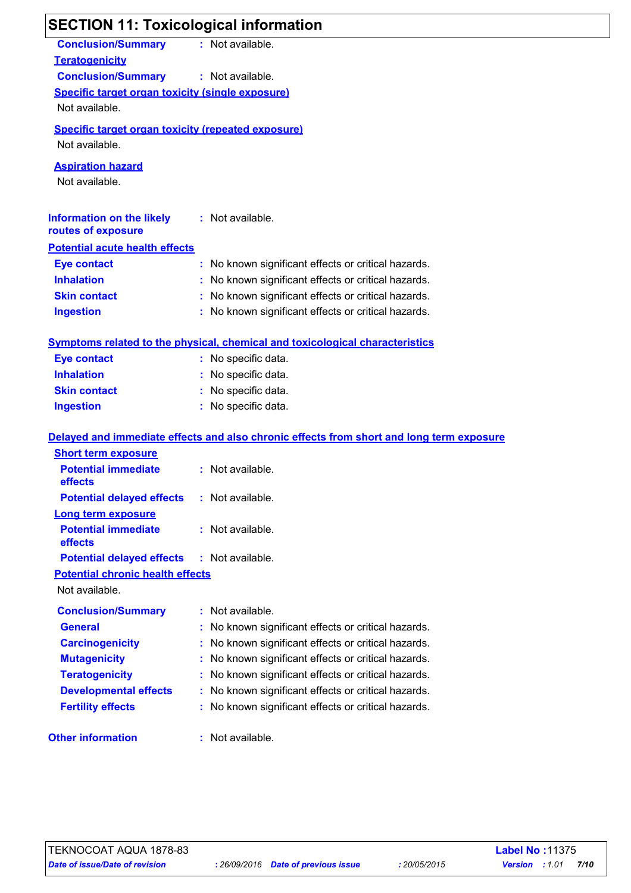## SECTION 11: Toxicological information

**Conclusion/Summary** : Not available.

**Teratogenicity**

**Conclusion/Summary** : Not available.

**Specific target organ toxicity (single exposure)**

Not available.

**Specific target organ toxicity (repeated exposure)**

Not available.

**Aspiration hazard**

Not available.

**Information on the likely routes of exposure** : Not available.

**Potential acute health effects**

| | |
|---|---|
| **Eye contact** | : No known significant effects or critical hazards. |
| **Inhalation** | : No known significant effects or critical hazards. |
| **Skin contact** | : No known significant effects or critical hazards. |
| **Ingestion** | : No known significant effects or critical hazards. |

**Symptoms related to the physical, chemical and toxicological characteristics**

| | |
|---|---|
| **Eye contact** | : No specific data. |
| **Inhalation** | : No specific data. |
| **Skin contact** | : No specific data. |
| **Ingestion** | : No specific data. |

**Delayed and immediate effects and also chronic effects from short and long term exposure**

**Short term exposure**

| | |
|---|---|
| **Potential immediate effects** | : Not available. |
| **Potential delayed effects** | : Not available. |

**Long term exposure**

| | |
|---|---|
| **Potential immediate effects** | : Not available. |
| **Potential delayed effects** | : Not available. |

**Potential chronic health effects**

Not available.

| | |
|---|---|
| **Conclusion/Summary** | : Not available. |
| **General** | : No known significant effects or critical hazards. |
| **Carcinogenicity** | : No known significant effects or critical hazards. |
| **Mutagenicity** | : No known significant effects or critical hazards. |
| **Teratogenicity** | : No known significant effects or critical hazards. |
| **Developmental effects** | : No known significant effects or critical hazards. |
| **Fertility effects** | : No known significant effects or critical hazards. |

**Other information** : Not available.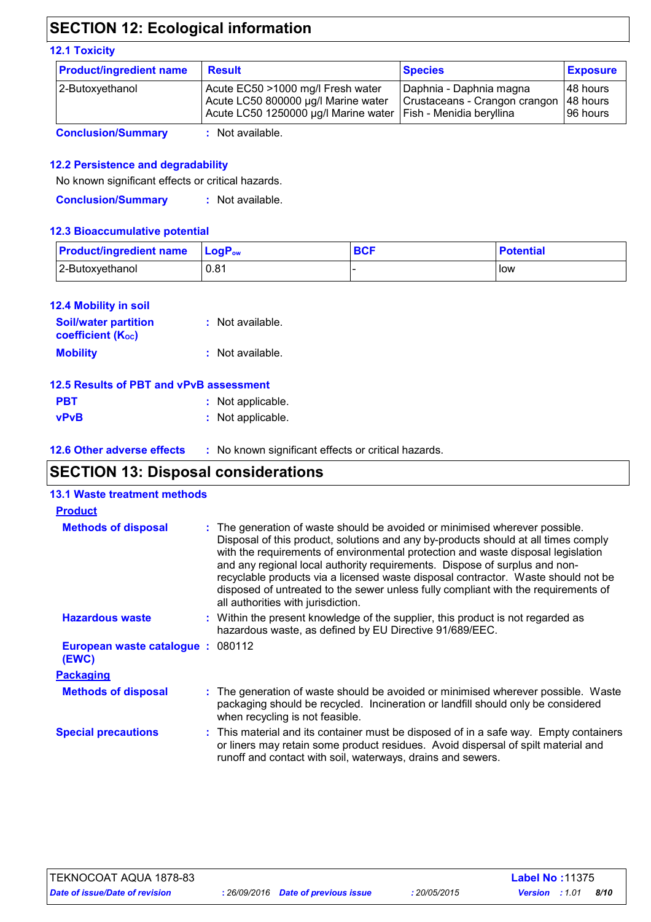## SECTION 12: Ecological information

### 12.1 Toxicity

| Product/ingredient name | Result | Species | Exposure |
|---|---|---|---|
| 2-Butoxyethanol | Acute EC50 >1000 mg/l Fresh water<br>Acute LC50 800000 µg/l Marine water<br>Acute LC50 1250000 µg/l Marine water | Daphnia - Daphnia magna<br>Crustaceans - Crangon crangon<br>Fish - Menidia beryllina | 48 hours<br>48 hours<br>96 hours |

**Conclusion/Summary** : Not available.

### 12.2 Persistence and degradability

No known significant effects or critical hazards.

**Conclusion/Summary** : Not available.

### 12.3 Bioaccumulative potential

| Product/ingredient name | $LogP_{ow}$ | BCF | Potential |
|---|---|---|---|
| 2-Butoxyethanol | 0.81 | - | low |

### 12.4 Mobility in soil

**Soil/water partition coefficient ($K_{OC}$)** : Not available.

**Mobility** : Not available.

### 12.5 Results of PBT and vPvB assessment

**PBT** : Not applicable.

**vPvB** : Not applicable.

### 12.6 Other adverse effects

: No known significant effects or critical hazards.

## SECTION 13: Disposal considerations

### 13.1 Waste treatment methods

**Product**

**Methods of disposal** : The generation of waste should be avoided or minimised wherever possible. Disposal of this product, solutions and any by-products should at all times comply with the requirements of environmental protection and waste disposal legislation and any regional local authority requirements. Dispose of surplus and non-recyclable products via a licensed waste disposal contractor. Waste should not be disposed of untreated to the sewer unless fully compliant with the requirements of all authorities with jurisdiction.

**Hazardous waste** : Within the present knowledge of the supplier, this product is not regarded as hazardous waste, as defined by EU Directive 91/689/EEC.

**European waste catalogue (EWC)** : 080112

**Packaging**

**Methods of disposal** : The generation of waste should be avoided or minimised wherever possible. Waste packaging should be recycled. Incineration or landfill should only be considered when recycling is not feasible.

**Special precautions** : This material and its container must be disposed of in a safe way. Empty containers or liners may retain some product residues. Avoid dispersal of spilt material and runoff and contact with soil, waterways, drains and sewers.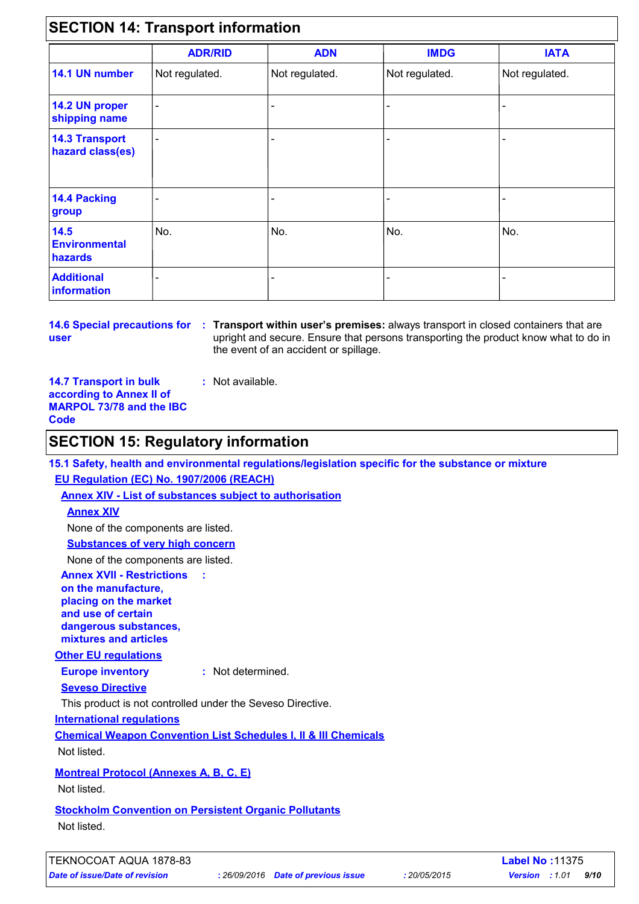## SECTION 14: Transport information

| | ADR/RID | ADN | IMDG | IATA |
|---|---|---|---|---|
| 14.1 UN number | Not regulated. | Not regulated. | Not regulated. | Not regulated. |
| 14.2 UN proper shipping name | - | - | - | - |
| 14.3 Transport hazard class(es) | - | - | - | - |
| 14.4 Packing group | - | - | - | - |
| 14.5 Environmental hazards | No. | No. | No. | No. |
| Additional information | - | - | - | - |

**14.6 Special precautions for user** : **Transport within user's premises:** always transport in closed containers that are upright and secure. Ensure that persons transporting the product know what to do in the event of an accident or spillage.

**14.7 Transport in bulk according to Annex II of MARPOL 73/78 and the IBC Code** : Not available.

## SECTION 15: Regulatory information

**15.1 Safety, health and environmental regulations/legislation specific for the substance or mixture**

**EU Regulation (EC) No. 1907/2006 (REACH)**

**Annex XIV - List of substances subject to authorisation**

**Annex XIV**

None of the components are listed.

**Substances of very high concern**

None of the components are listed.

**Annex XVII - Restrictions on the manufacture, placing on the market and use of certain dangerous substances, mixtures and articles** :

**Other EU regulations**

**Europe inventory** : Not determined.

**Seveso Directive**

This product is not controlled under the Seveso Directive.

**International regulations**

**Chemical Weapon Convention List Schedules I, II & III Chemicals**

Not listed.

**Montreal Protocol (Annexes A, B, C, E)**

Not listed.

**Stockholm Convention on Persistent Organic Pollutants**

Not listed.

TEKNOCOAT AQUA 1878-83 | Label No : 11375
Date of issue/Date of revision : 26/09/2016 | Date of previous issue : 20/05/2015 | Version : 1.01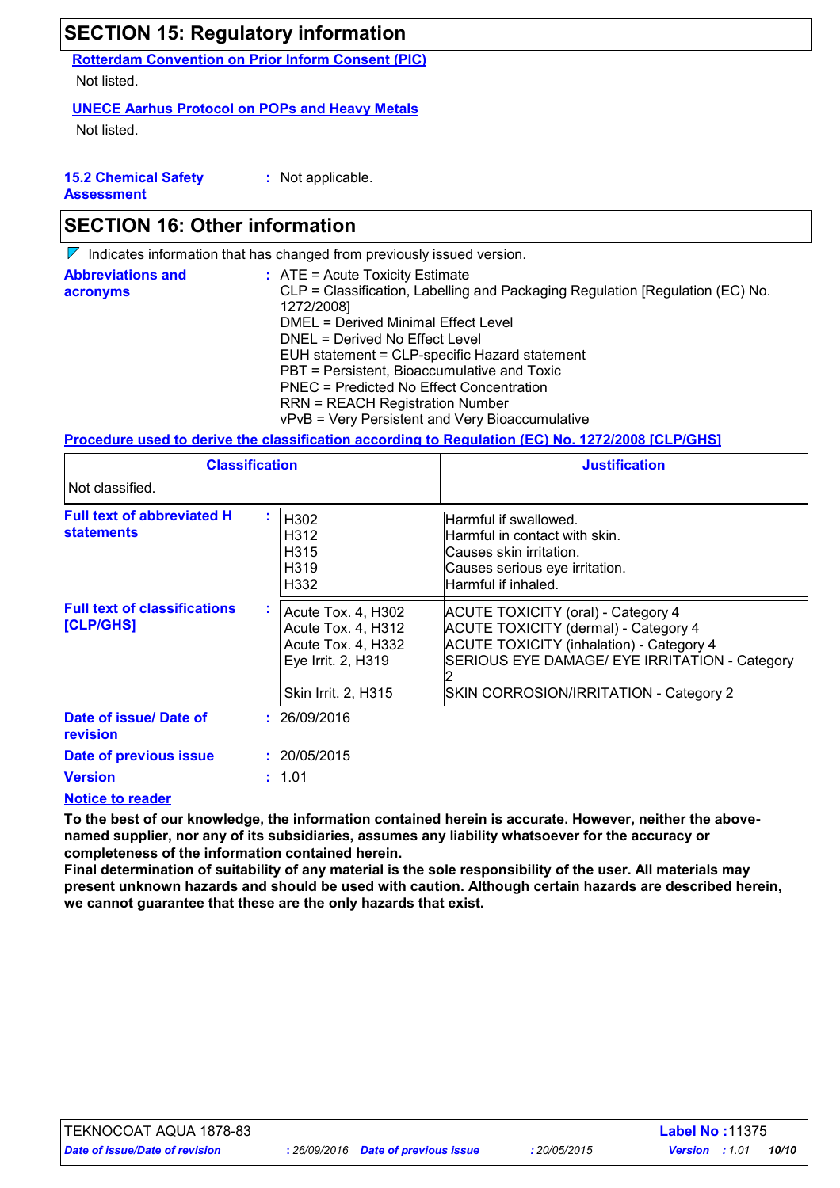## SECTION 15: Regulatory information

**Rotterdam Convention on Prior Inform Consent (PIC)**

Not listed.

**UNECE Aarhus Protocol on POPs and Heavy Metals**

Not listed.

**15.2 Chemical Safety Assessment** : Not applicable.

## SECTION 16: Other information

Indicates information that has changed from previously issued version.

**Abbreviations and acronyms** :
ATE = Acute Toxicity Estimate
CLP = Classification, Labelling and Packaging Regulation [Regulation (EC) No. 1272/2008]
DMEL = Derived Minimal Effect Level
DNEL = Derived No Effect Level
EUH statement = CLP-specific Hazard statement
PBT = Persistent, Bioaccumulative and Toxic
PNEC = Predicted No Effect Concentration
RRN = REACH Registration Number
vPvB = Very Persistent and Very Bioaccumulative

**Procedure used to derive the classification according to Regulation (EC) No. 1272/2008 [CLP/GHS]**

| Classification | Justification |
|---|---|
| Not classified. | |

**Full text of abbreviated H statements** :

| | |
|---|---|
| H302 | Harmful if swallowed. |
| H312 | Harmful in contact with skin. |
| H315 | Causes skin irritation. |
| H319 | Causes serious eye irritation. |
| H332 | Harmful if inhaled. |

**Full text of classifications [CLP/GHS]** :

| | |
|---|---|
| Acute Tox. 4, H302 | ACUTE TOXICITY (oral) - Category 4 |
| Acute Tox. 4, H312 | ACUTE TOXICITY (dermal) - Category 4 |
| Acute Tox. 4, H332 | ACUTE TOXICITY (inhalation) - Category 4 |
| Eye Irrit. 2, H319 | SERIOUS EYE DAMAGE/ EYE IRRITATION - Category 2 |
| Skin Irrit. 2, H315 | SKIN CORROSION/IRRITATION - Category 2 |

**Date of issue/ Date of revision** : 26/09/2016

**Date of previous issue** : 20/05/2015

**Version** : 1.01

**Notice to reader**

**To the best of our knowledge, the information contained herein is accurate. However, neither the above-named supplier, nor any of its subsidiaries, assumes any liability whatsoever for the accuracy or completeness of the information contained herein.**
**Final determination of suitability of any material is the sole responsibility of the user. All materials may present unknown hazards and should be used with caution. Although certain hazards are described herein, we cannot guarantee that these are the only hazards that exist.**